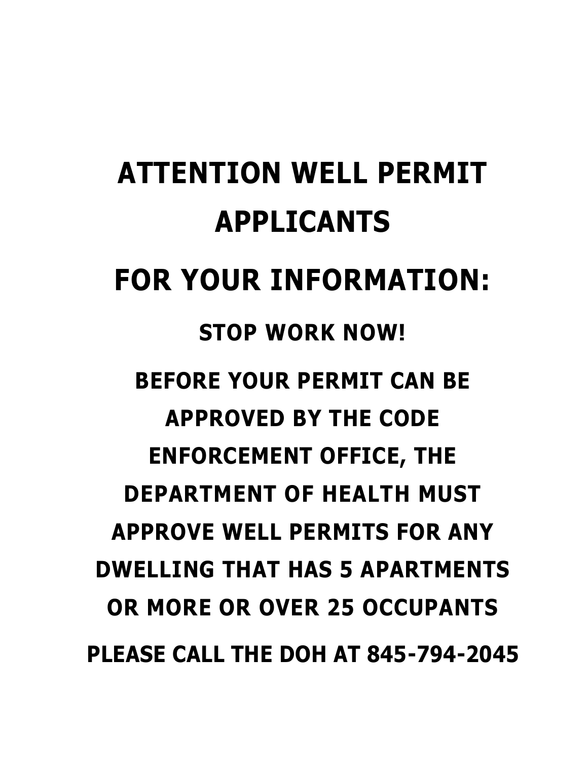# ATTENTION WELL PERMIT APPLICANTS

# FOR YOUR INFORMATION:

## STOP WORK NOW!

## BEFORE YOUR PERMIT CAN BE APPROVED BY THE CODE ENFORCEMENT OFFICE, THE DEPARTMENT OF HEALTH MUST APPROVE WELL PERMITS FOR ANY DWELLING THAT HAS 5 APARTMENTS OR MORE OR OVER 25 OCCUPANTS

## PLEASE CALL THE DOH AT 845-794-2045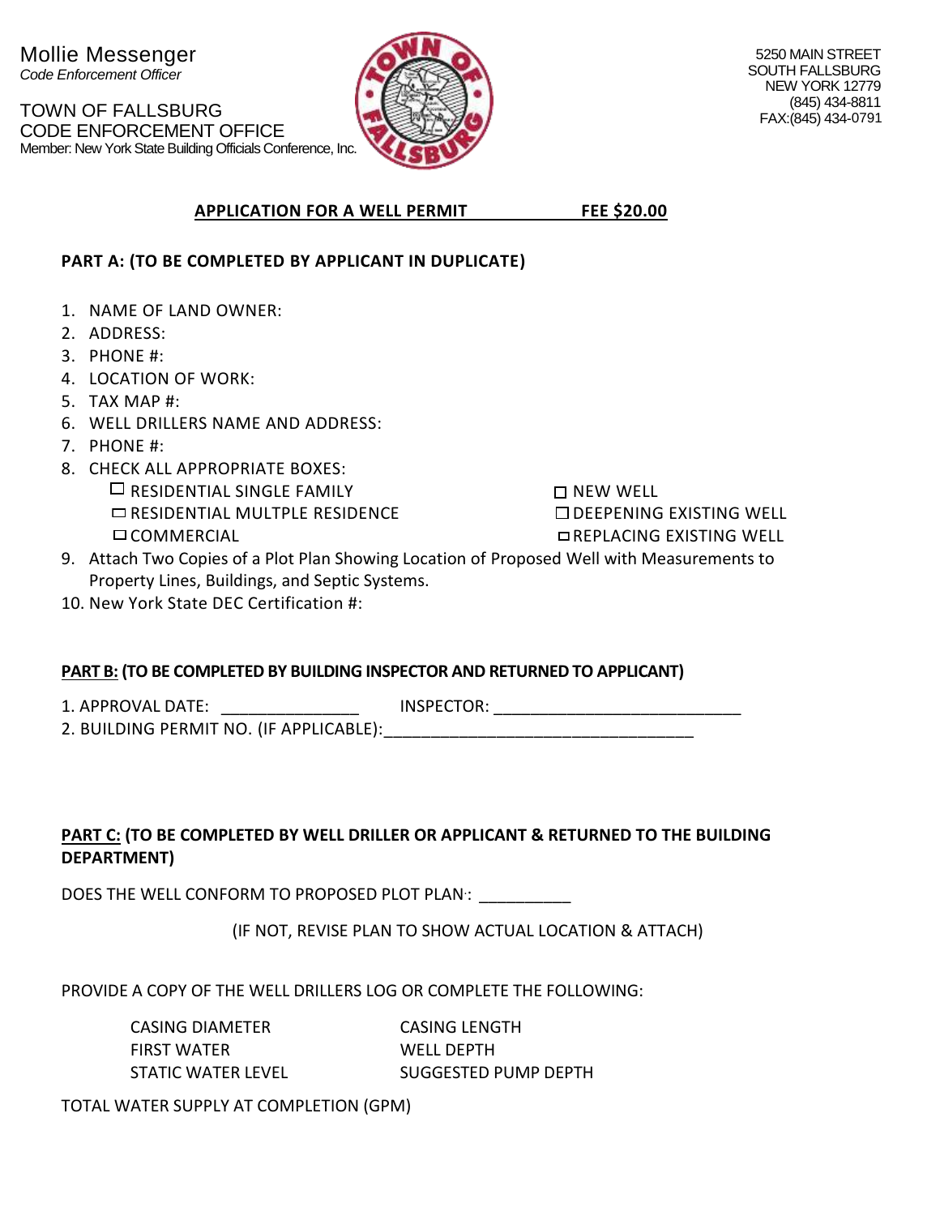Mollie Messenger
*Code Enforcement Officer*

TOWN OF FALLSBURG
CODE ENFORCEMENT OFFICE
Member: New York State Building Officials Conference, Inc.

5250 MAIN STREET
SOUTH FALLSBURG
NEW YORK 12779
(845) 434-8811
FAX:(845) 434-0791

**APPLICATION FOR A WELL PERMIT FEE $20.00**

**PART A: (TO BE COMPLETED BY APPLICANT IN DUPLICATE)**

1. NAME OF LAND OWNER:
2. ADDRESS:
3. PHONE #:
4. LOCATION OF WORK:
5. TAX MAP #:
6. WELL DRILLERS NAME AND ADDRESS:
7. PHONE #:
8. CHECK ALL APPROPRIATE BOXES:
   - ☐ RESIDENTIAL SINGLE FAMILY
   - ☐ RESIDENTIAL MULTPLE RESIDENCE
   - ☐ COMMERCIAL
   - ☐ NEW WELL
   - ☐ DEEPENING EXISTING WELL
   - ☐ REPLACING EXISTING WELL
9. Attach Two Copies of a Plot Plan Showing Location of Proposed Well with Measurements to Property Lines, Buildings, and Septic Systems.
10. New York State DEC Certification #:

**PART B: (TO BE COMPLETED BY BUILDING INSPECTOR AND RETURNED TO APPLICANT)**

1. APPROVAL DATE: _______________ INSPECTOR: ___________________________
2. BUILDING PERMIT NO. (IF APPLICABLE):__________________________________

**PART C: (TO BE COMPLETED BY WELL DRILLER OR APPLICANT & RETURNED TO THE BUILDING DEPARTMENT)**

DOES THE WELL CONFORM TO PROPOSED PLOT PLAN: __________

(IF NOT, REVISE PLAN TO SHOW ACTUAL LOCATION & ATTACH)

PROVIDE A COPY OF THE WELL DRILLERS LOG OR COMPLETE THE FOLLOWING:

CASING DIAMETER
CASING LENGTH
FIRST WATER
WELL DEPTH
STATIC WATER LEVEL
SUGGESTED PUMP DEPTH

TOTAL WATER SUPPLY AT COMPLETION (GPM)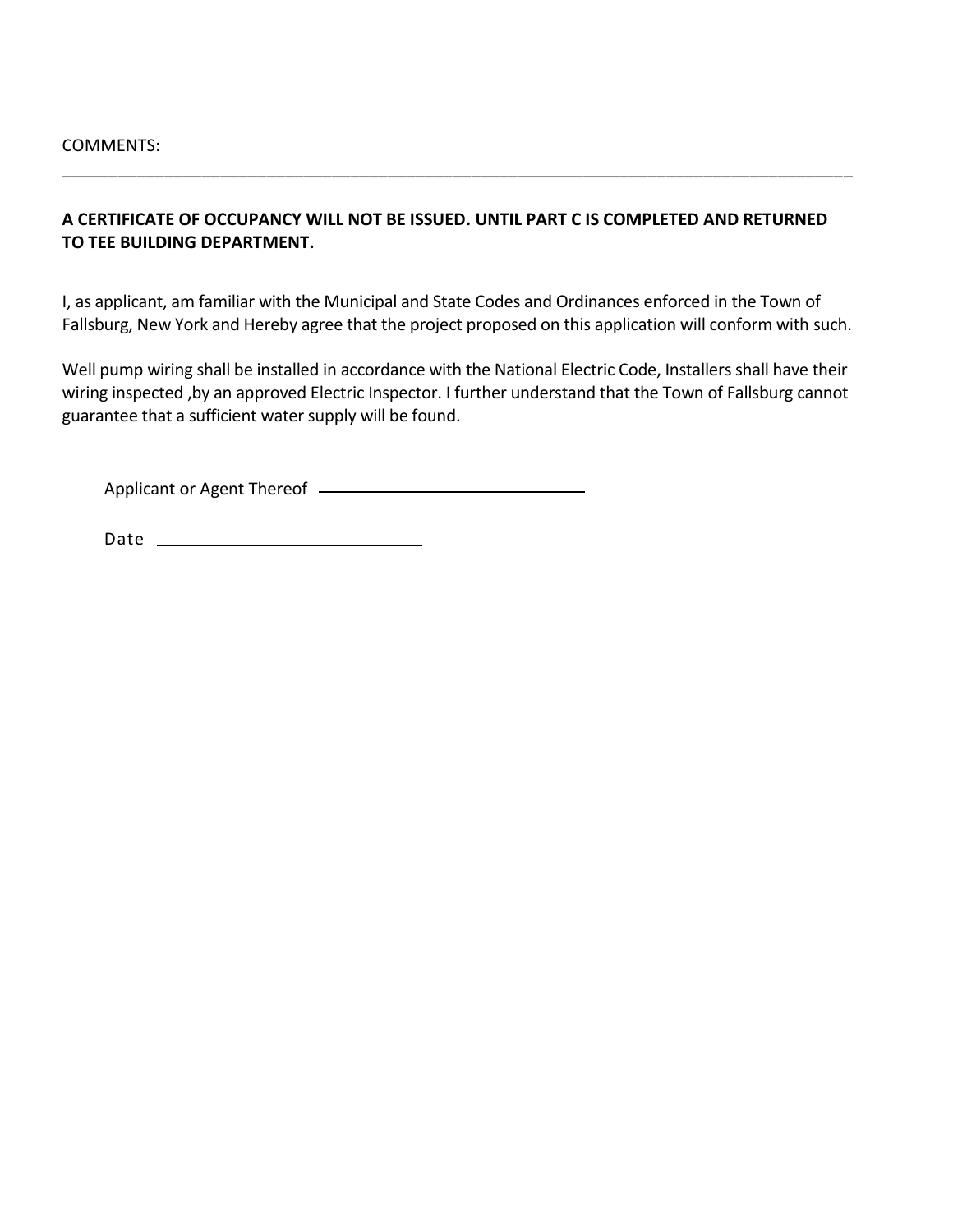COMMENTS:

\_\_\_\_\_\_\_\_\_\_\_\_\_\_\_\_\_\_\_\_\_\_\_\_\_\_\_\_\_\_\_\_\_\_\_\_\_\_\_\_\_\_\_\_\_\_\_\_\_\_\_\_\_\_\_\_\_\_\_\_\_\_\_\_\_\_\_\_\_\_\_\_\_\_\_\_\_\_\_\_\_\_\_\_\_\_\_\_

**A CERTIFICATE OF OCCUPANCY WILL NOT BE ISSUED. UNTIL PART C IS COMPLETED AND RETURNED TO TEE BUILDING DEPARTMENT.**

I, as applicant, am familiar with the Municipal and State Codes and Ordinances enforced in the Town of Fallsburg, New York and Hereby agree that the project proposed on this application will conform with such.

Well pump wiring shall be installed in accordance with the National Electric Code, Installers shall have their wiring inspected ,by an approved Electric Inspector. I further understand that the Town of Fallsburg cannot guarantee that a sufficient water supply will be found.

Applicant or Agent Thereof \_\_\_\_\_\_\_\_\_\_\_\_\_\_\_\_\_\_\_\_\_\_\_\_\_\_\_\_\_\_

Date \_\_\_\_\_\_\_\_\_\_\_\_\_\_\_\_\_\_\_\_\_\_\_\_\_\_\_\_\_\_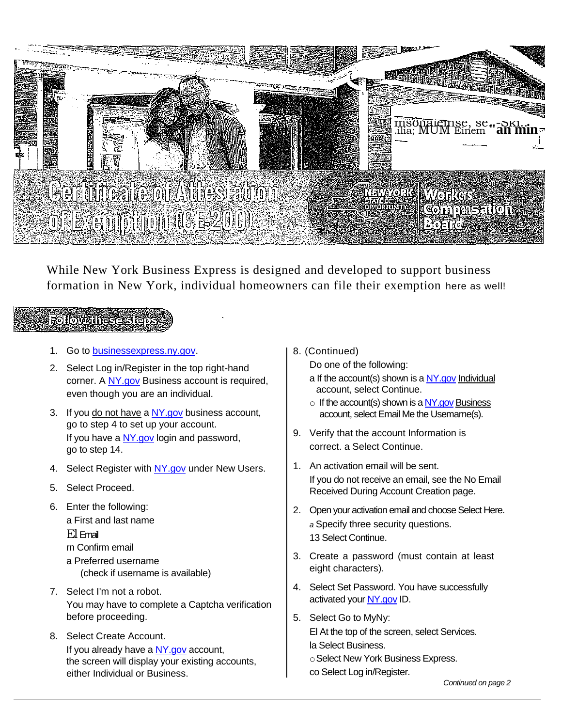# Certificate of Attestation of Exemption (CE-200)

New York State of Opportunity | Workers' Compensation Board

While New York Business Express is designed and developed to support business formation in New York, individual homeowners can file their exemption here as well!

## Follow these steps

1. Go to businessexpress.ny.gov.
2. Select Log in/Register in the top right-hand corner. A NY.gov Business account is required, even though you are an individual.
3. If you do not have a NY.gov business account, go to step 4 to set up your account.
   If you have a NY.gov login and password, go to step 14.
4. Select Register with NY.gov under New Users.
5. Select Proceed.
6. Enter the following:
   - First and last name
   - Email
   - Confirm email
   - Preferred username (check if username is available)
7. Select I'm not a robot.
   You may have to complete a Captcha verification before proceeding.
8. Select Create Account.
   If you already have a NY.gov account, the screen will display your existing accounts, either Individual or Business.

8. (Continued)
   Do one of the following:
   - If the account(s) shown is a NY.gov Individual account, select Continue.
   - If the account(s) shown is a NY.gov Business account, select Email Me the Username(s).
9. Verify that the account Information is correct.
   - Select Continue.
10. An activation email will be sent.
    If you do not receive an email, see the No Email Received During Account Creation page.
11. Open your activation email and choose Select Here.
    - Specify three security questions.
    - Select Continue.
12. Create a password (must contain at least eight characters).
13. Select Set Password. You have successfully activated your NY.gov ID.
14. Select Go to MyNy:
    - At the top of the screen, select Services.
    - Select Business.
    - Select New York Business Express.
    - Select Log in/Register.

*Continued on page 2*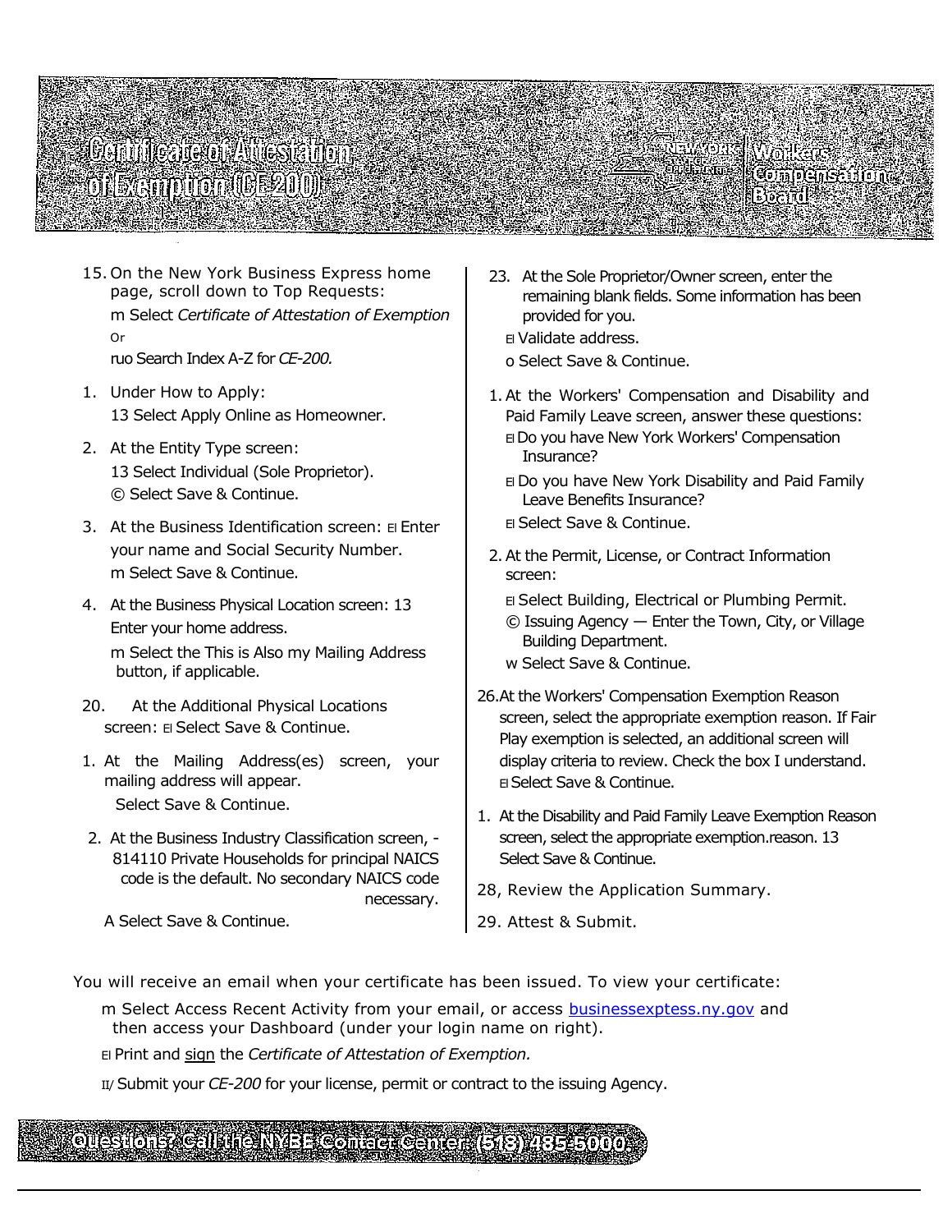# Certificate of Attestation of Exemption (CE-200)

New York State | Workers' Compensation Board

15. On the New York Business Express home page, scroll down to Top Requests:

    m Select *Certificate of Attestation of Exemption*

    Or

    ruo Search Index A-Z for *CE-200.*

1. Under How to Apply:

   13 Select Apply Online as Homeowner.

2. At the Entity Type screen:

   13 Select Individual (Sole Proprietor).

   © Select Save & Continue.

3. At the Business Identification screen: El Enter your name and Social Security Number.

   m Select Save & Continue.

4. At the Business Physical Location screen: 13 Enter your home address.

   m Select the This is Also my Mailing Address button, if applicable.

20. At the Additional Physical Locations screen: El Select Save & Continue.

1. At the Mailing Address(es) screen, your mailing address will appear.

   Select Save & Continue.

2. At the Business Industry Classification screen, - 814110 Private Households for principal NAICS code is the default. No secondary NAICS code necessary.

   A Select Save & Continue.

23. At the Sole Proprietor/Owner screen, enter the remaining blank fields. Some information has been provided for you.

    El Validate address.

    o Select Save & Continue.

1. At the Workers' Compensation and Disability and Paid Family Leave screen, answer these questions:

   El Do you have New York Workers' Compensation Insurance?

   El Do you have New York Disability and Paid Family Leave Benefits Insurance?

   El Select Save & Continue.

2. At the Permit, License, or Contract Information screen:

   El Select Building, Electrical or Plumbing Permit.

   © Issuing Agency — Enter the Town, City, or Village Building Department.

   w Select Save & Continue.

26. At the Workers' Compensation Exemption Reason screen, select the appropriate exemption reason. If Fair Play exemption is selected, an additional screen will display criteria to review. Check the box I understand.

    El Select Save & Continue.

1. At the Disability and Paid Family Leave Exemption Reason screen, select the appropriate exemption.reason. 13 Select Save & Continue.

28, Review the Application Summary.

29. Attest & Submit.

You will receive an email when your certificate has been issued. To view your certificate:

m Select Access Recent Activity from your email, or access businessexptess.ny.gov and then access your Dashboard (under your login name on right).

El Print and sign the *Certificate of Attestation of Exemption.*

II/ Submit your *CE-200* for your license, permit or contract to the issuing Agency.

**Questions? Call the NYBE Contact Center (518) 485-5000**